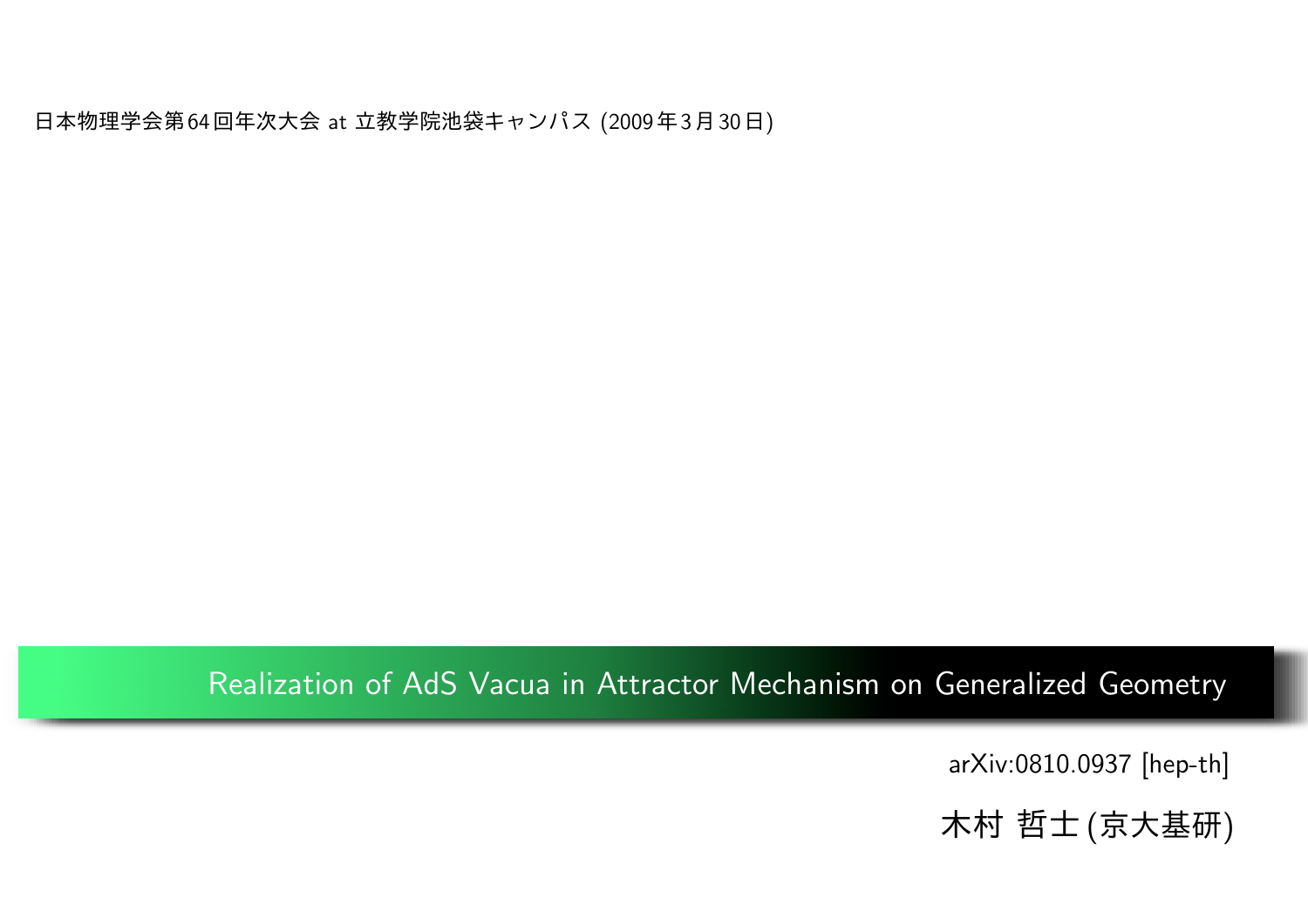日本物理学会第64回年次大会 at 立教学院池袋キャンパス (2009年3月30日)

# Realization of AdS Vacua in Attractor Mechanism on Generalized Geometry

arXiv:0810.0937 [hep-th]

木村 哲士 (京大基研)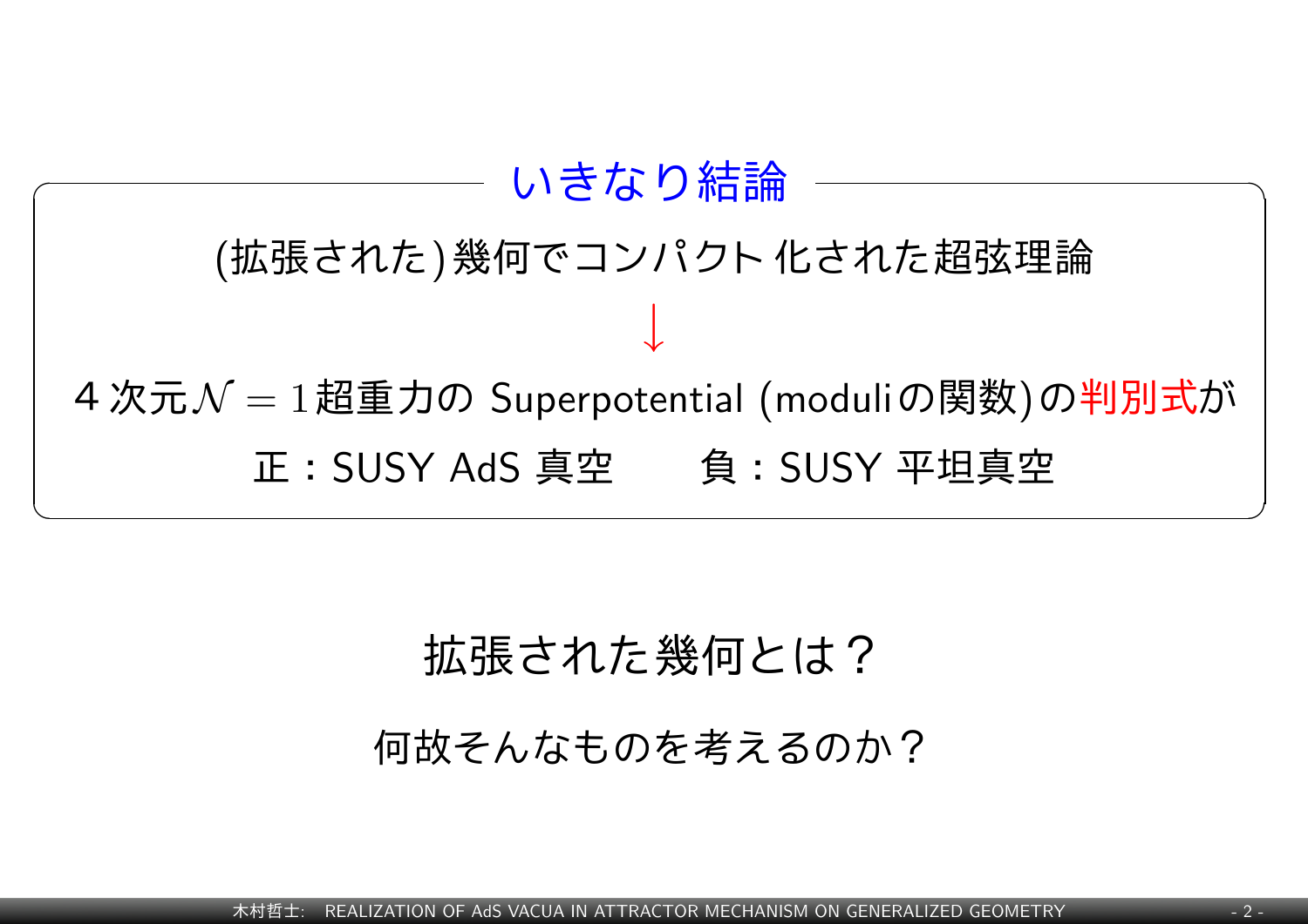## いきなり結論

(拡張された)幾何でコンパクト化された超弦理論

$\downarrow$

4次元$\mathcal{N} = 1$超重力の Superpotential (moduliの関数)の**判別式**が

正：SUSY AdS 真空　　負：SUSY 平坦真空

拡張された幾何とは？

何故そんなものを考えるのか？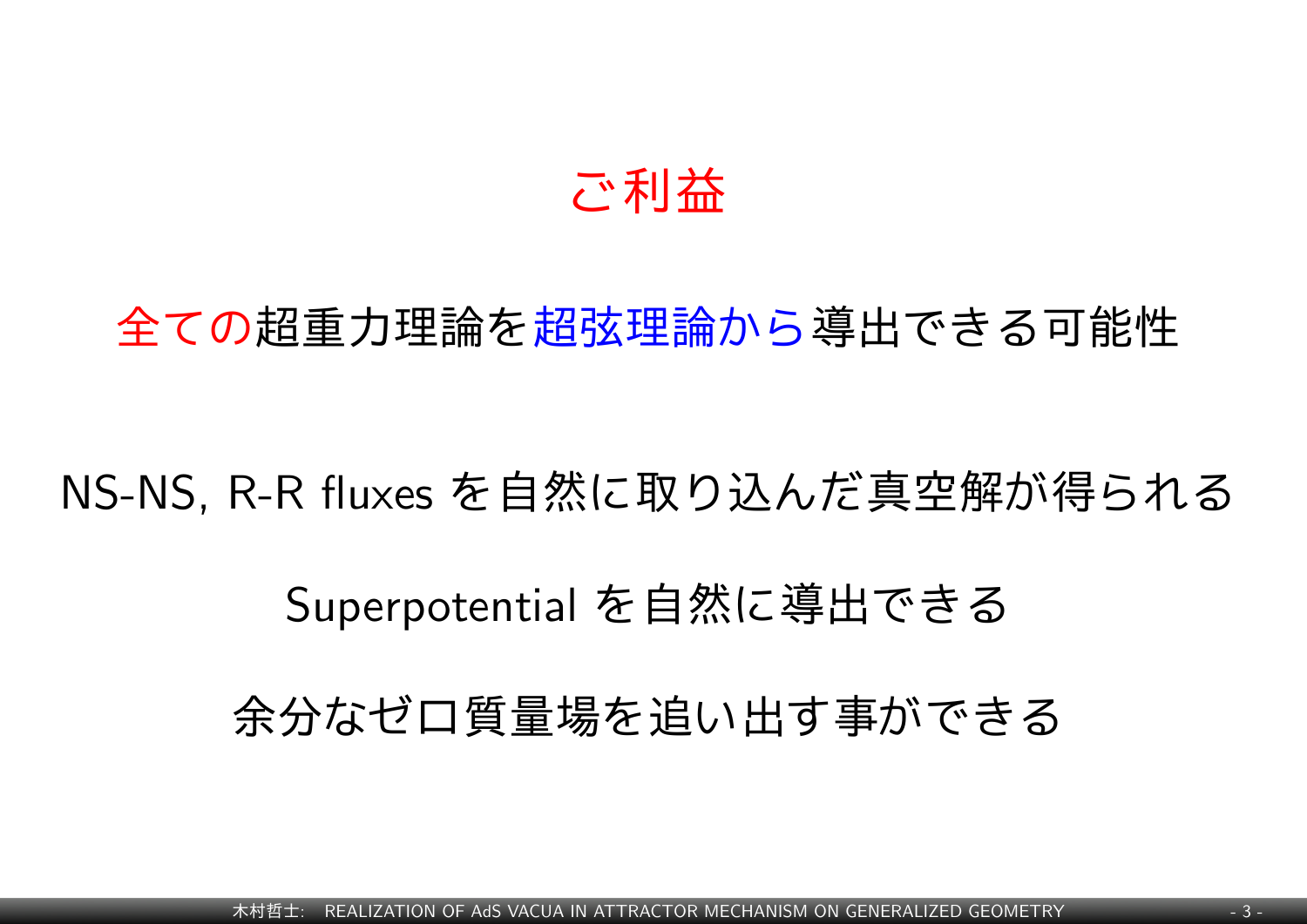# ご利益

全ての超重力理論を超弦理論から導出できる可能性

NS-NS, R-R fluxes を自然に取り込んだ真空解が得られる

Superpotential を自然に導出できる

余分なゼロ質量場を追い出す事ができる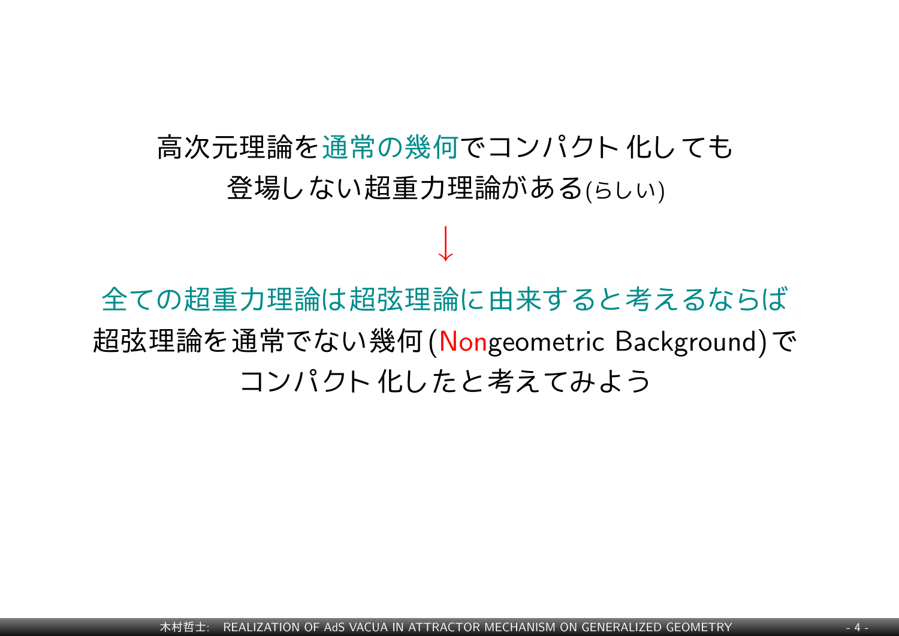高次元理論を通常の幾何でコンパクト化しても
登場しない超重力理論がある(らしい)

$\downarrow$

全ての超重力理論は超弦理論に由来すると考えるならば
超弦理論を通常でない幾何 (Nongeometric Background) で
コンパクト化したと考えてみよう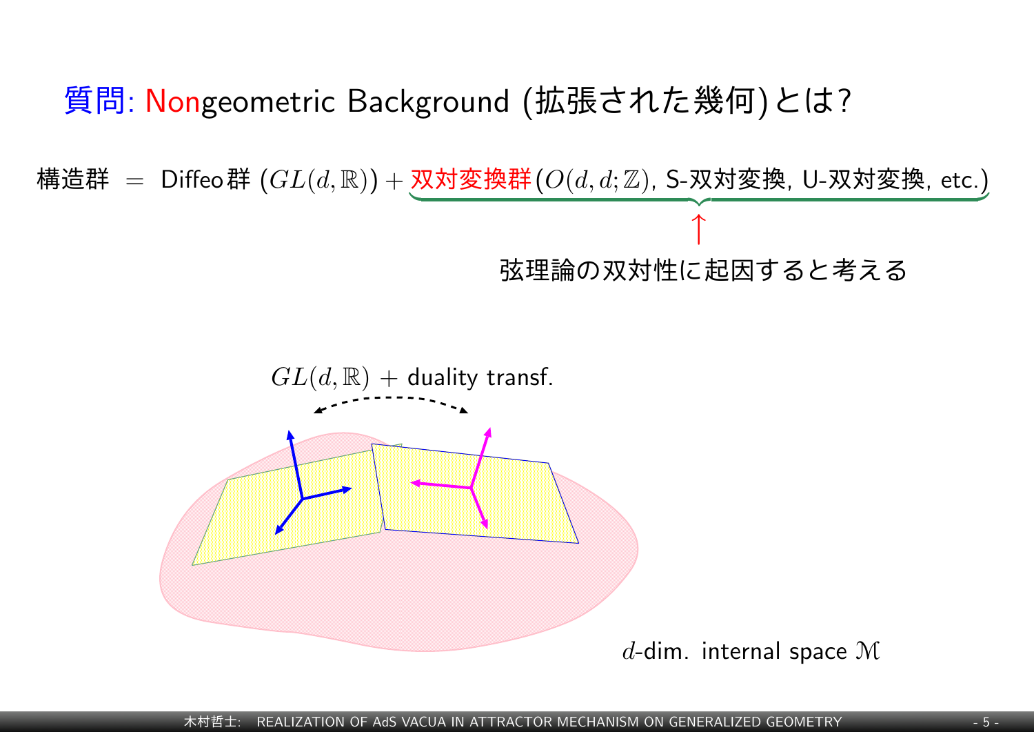# 質問: Nongeometric Background (拡張された幾何)とは?

構造群 $=$ Diffeo群 $(GL(d,\mathbb{R}))$ + 双対変換群 $(O(d,d;\mathbb{Z})$, S-双対変換, U-双対変換, etc.)

↑

弦理論の双対性に起因すると考える

$GL(d,\mathbb{R})$ + duality transf.

$d$-dim. internal space $\mathcal{M}$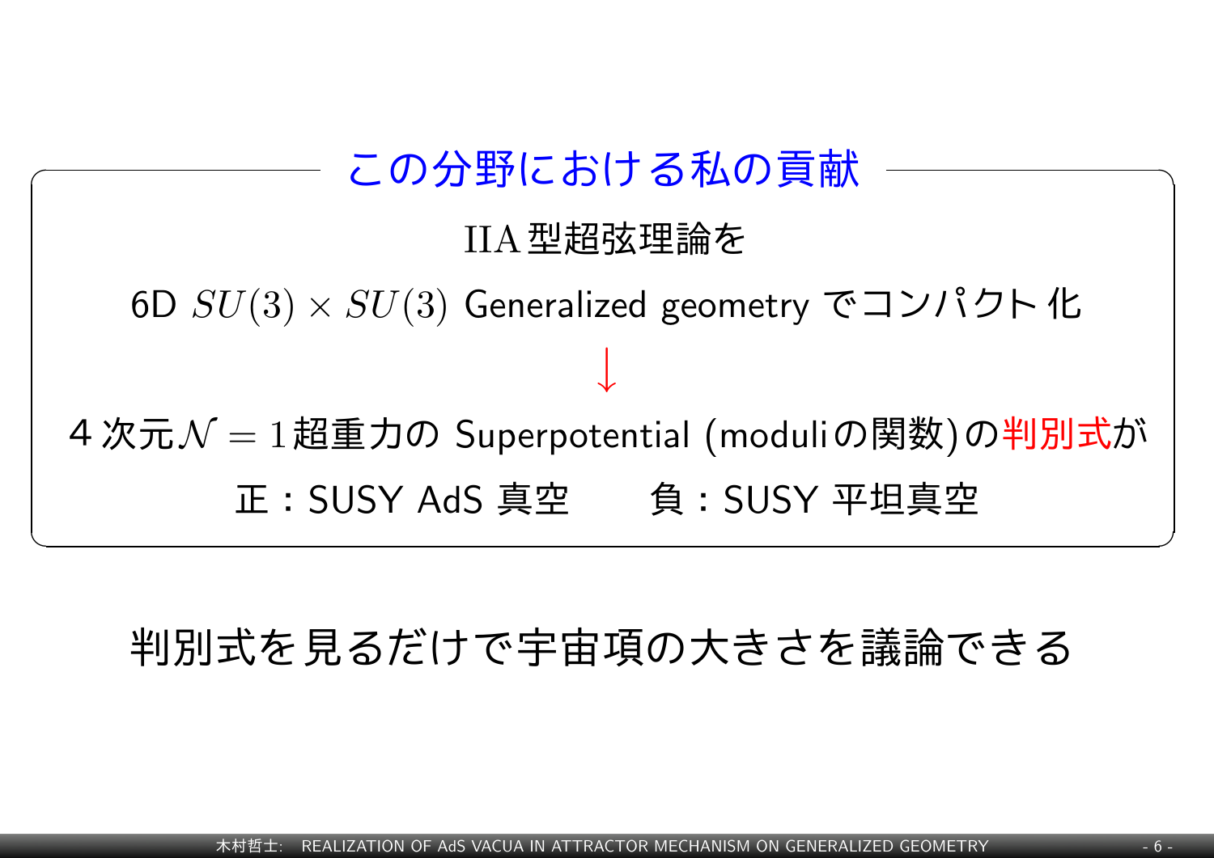## この分野における私の貢献

IIA 型超弦理論を

6D $SU(3) \times SU(3)$ Generalized geometry でコンパクト化

$\downarrow$

4 次元$\mathcal{N} = 1$超重力の Superpotential (moduliの関数)の**判別式**が

正：SUSY AdS 真空　　負：SUSY 平坦真空

判別式を見るだけで宇宙項の大きさを議論できる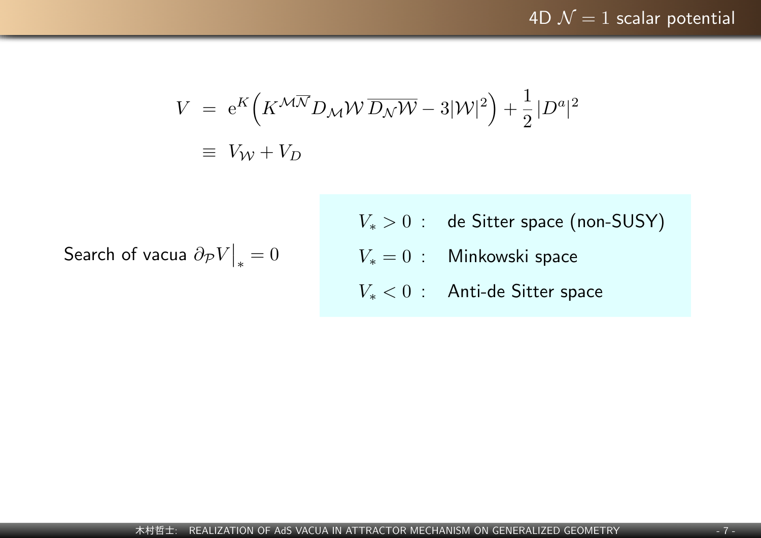## 4D $\mathcal{N} = 1$ scalar potential

$$
\begin{aligned}
V &= \mathrm{e}^K \Big( K^{\mathcal{M}\overline{\mathcal{N}}} D_{\mathcal{M}} \mathcal{W} \, \overline{D_{\mathcal{N}} \mathcal{W}} - 3|\mathcal{W}|^2 \Big) + \frac{1}{2} |D^a|^2 \\
&\equiv V_{\mathcal{W}} + V_D
\end{aligned}
$$

Search of vacua $\partial_{\mathcal{P}} V \Big|_* = 0$

- $V_* > 0$ : de Sitter space (non-SUSY)
- $V_* = 0$ : Minkowski space
- $V_* < 0$ : Anti-de Sitter space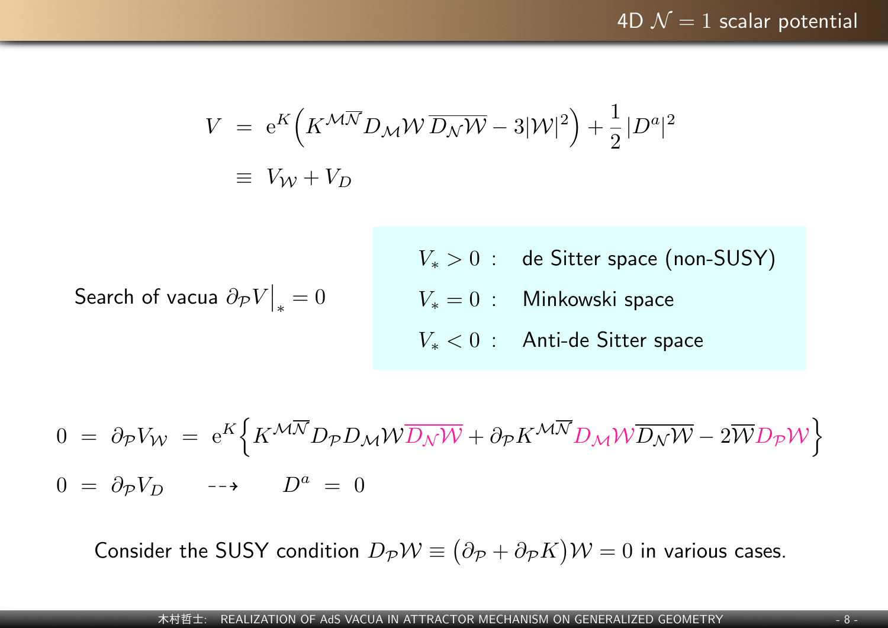## 4D $\mathcal{N} = 1$ scalar potential

$$
\begin{aligned}
V &= \mathrm{e}^K \Big( K^{\mathcal{M}\overline{\mathcal{N}}} D_{\mathcal{M}} \mathcal{W} \, \overline{D_{\mathcal{N}} \mathcal{W}} - 3|\mathcal{W}|^2 \Big) + \frac{1}{2} |D^a|^2 \\
&\equiv V_{\mathcal{W}} + V_D
\end{aligned}
$$

Search of vacua $\partial_{\mathcal{P}} V \Big|_* = 0$

| | |
|---|---|
| $V_* > 0$ : | de Sitter space (non-SUSY) |
| $V_* = 0$ : | Minkowski space |
| $V_* < 0$ : | Anti-de Sitter space |

$$
0 = \partial_{\mathcal{P}} V_{\mathcal{W}} = \mathrm{e}^K \Big\{ K^{\mathcal{M}\overline{\mathcal{N}}} D_{\mathcal{P}} D_{\mathcal{M}} \mathcal{W} \overline{D_{\mathcal{N}} \mathcal{W}} + \partial_{\mathcal{P}} K^{\mathcal{M}\overline{\mathcal{N}}} D_{\mathcal{M}} \mathcal{W} \overline{D_{\mathcal{N}} \mathcal{W}} - 2 \overline{\mathcal{W}} D_{\mathcal{P}} \mathcal{W} \Big\}
$$

$$
0 = \partial_{\mathcal{P}} V_D \quad \dashrightarrow \quad D^a = 0
$$

Consider the SUSY condition $D_{\mathcal{P}} \mathcal{W} \equiv \big( \partial_{\mathcal{P}} + \partial_{\mathcal{P}} K \big) \mathcal{W} = 0$ in various cases.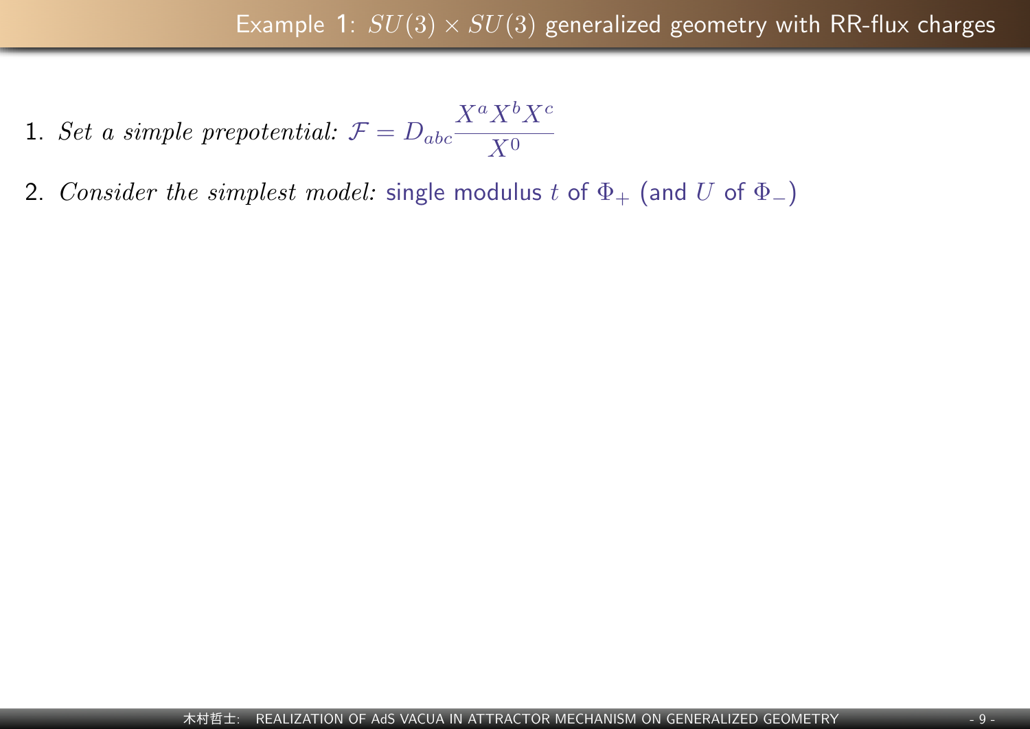# Example 1: $SU(3) \times SU(3)$ generalized geometry with RR-flux charges

1. *Set a simple prepotential:* $\mathcal{F} = D_{abc} \dfrac{X^a X^b X^c}{X^0}$
2. *Consider the simplest model:* single modulus $t$ of $\Phi_+$ (and $U$ of $\Phi_-$)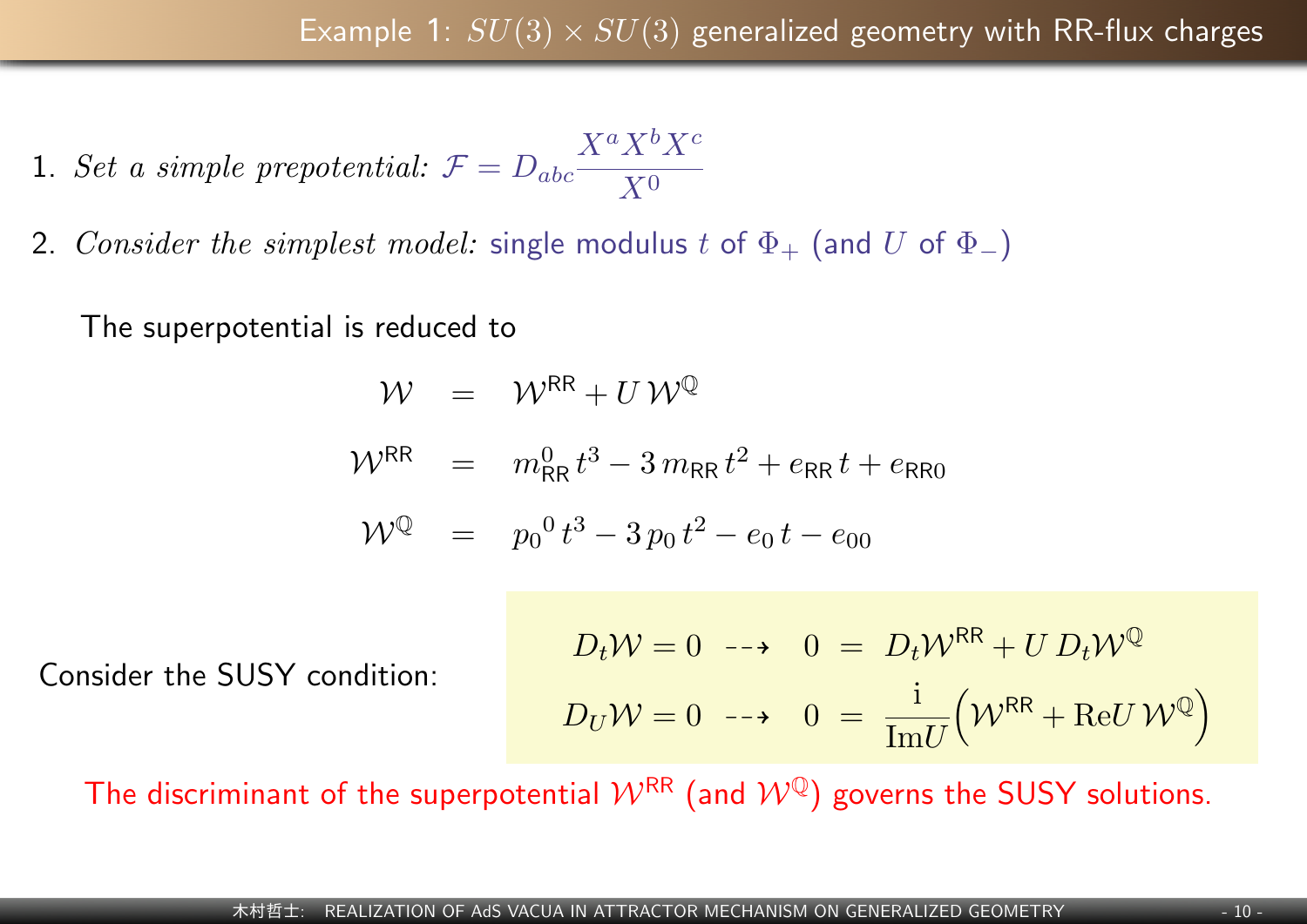## Example 1: $SU(3) \times SU(3)$ generalized geometry with RR-flux charges

1. *Set a simple prepotential:* $\mathcal{F} = D_{abc} \frac{X^a X^b X^c}{X^0}$
2. *Consider the simplest model:* single modulus $t$ of $\Phi_+$ (and $U$ of $\Phi_-$)

The superpotential is reduced to

$$
\begin{aligned}
\mathcal{W} &= \mathcal{W}^{\text{RR}} + U\, \mathcal{W}^{\mathbb{Q}} \\
\mathcal{W}^{\text{RR}} &= m^0_{\text{RR}}\, t^3 - 3\, m_{\text{RR}}\, t^2 + e_{\text{RR}}\, t + e_{\text{RR}0} \\
\mathcal{W}^{\mathbb{Q}} &= {p_0}^0\, t^3 - 3\, p_0\, t^2 - e_0\, t - e_{00}
\end{aligned}
$$

Consider the SUSY condition:

$$
\begin{aligned}
D_t \mathcal{W} = 0 \quad \dashrightarrow \quad 0 &= D_t \mathcal{W}^{\text{RR}} + U\, D_t \mathcal{W}^{\mathbb{Q}} \\
D_U \mathcal{W} = 0 \quad \dashrightarrow \quad 0 &= \frac{\mathrm{i}}{\mathrm{Im} U} \Big( \mathcal{W}^{\text{RR}} + \mathrm{Re} U\, \mathcal{W}^{\mathbb{Q}} \Big)
\end{aligned}
$$

The discriminant of the superpotential $\mathcal{W}^{\text{RR}}$ (and $\mathcal{W}^{\mathbb{Q}}$) governs the SUSY solutions.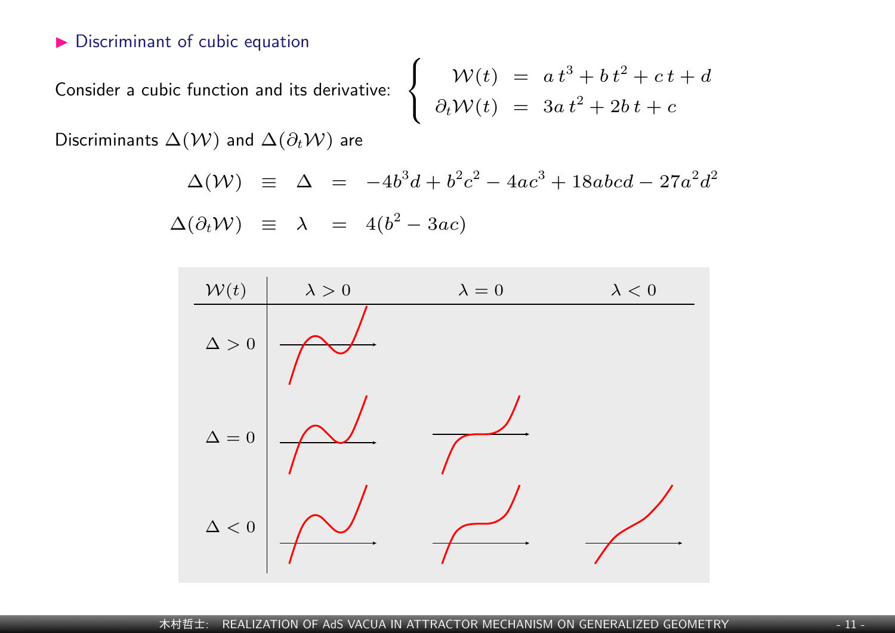- Discriminant of cubic equation

Consider a cubic function and its derivative:

$$
\begin{cases}
\mathcal{W}(t) &= a\,t^3 + b\,t^2 + c\,t + d \\
\partial_t \mathcal{W}(t) &= 3a\,t^2 + 2b\,t + c
\end{cases}
$$

Discriminants $\Delta(\mathcal{W})$ and $\Delta(\partial_t \mathcal{W})$ are

$$
\Delta(\mathcal{W}) \;\equiv\; \Delta \;=\; -4b^3 d + b^2 c^2 - 4ac^3 + 18abcd - 27a^2 d^2
$$

$$
\Delta(\partial_t \mathcal{W}) \;\equiv\; \lambda \;=\; 4(b^2 - 3ac)
$$

| $\mathcal{W}(t)$ | $\lambda > 0$ | $\lambda = 0$ | $\lambda < 0$ |
|---|---|---|---|
| $\Delta > 0$ | | | |
| $\Delta = 0$ | | | |
| $\Delta < 0$ | | | |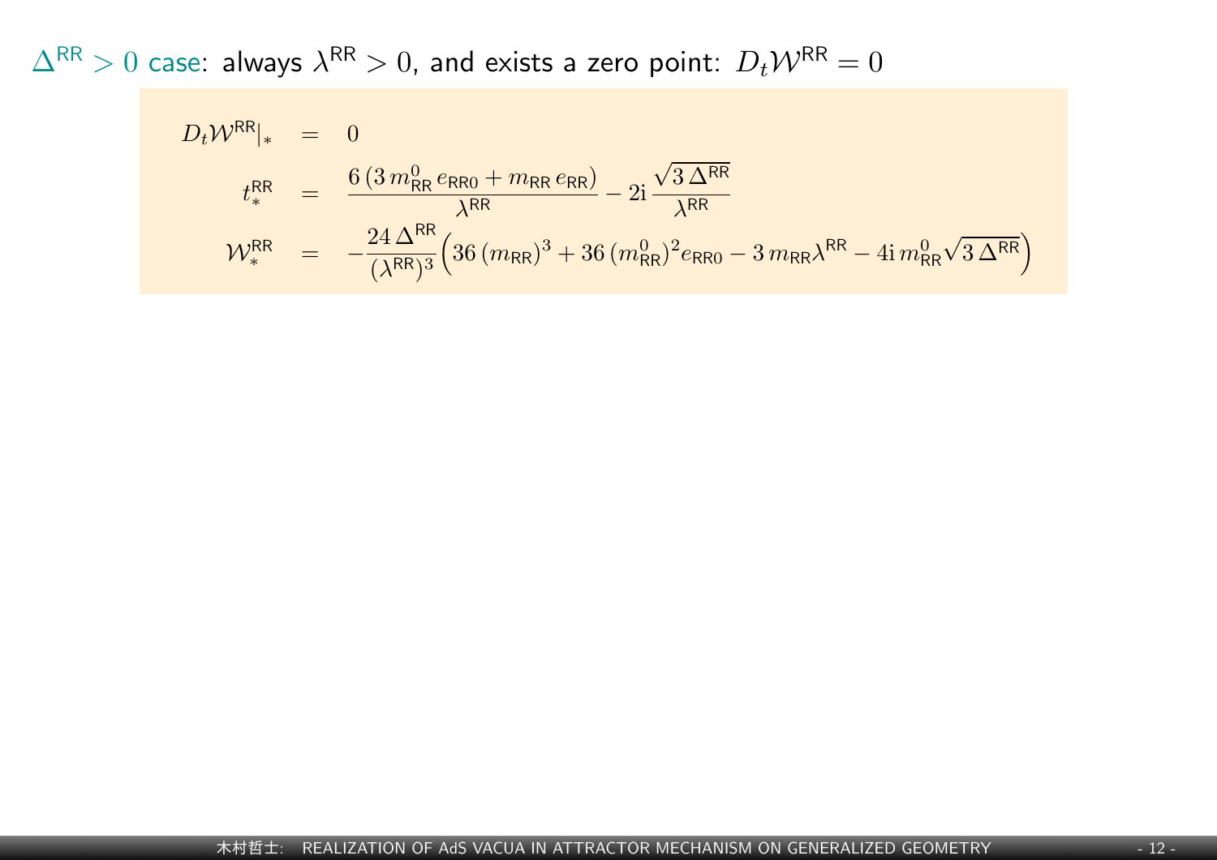$\Delta^{\mathsf{RR}} > 0$ case: always $\lambda^{\mathsf{RR}} > 0$, and exists a zero point: $D_t \mathcal{W}^{\mathsf{RR}} = 0$

$$
\begin{aligned}
D_t \mathcal{W}^{\mathsf{RR}}|_* &= 0 \\
t_*^{\mathsf{RR}} &= \frac{6\,(3\, m_{\mathsf{RR}}^0\, e_{\mathsf{RR}0} + m_{\mathsf{RR}}\, e_{\mathsf{RR}})}{\lambda^{\mathsf{RR}}} - 2\mathrm{i}\, \frac{\sqrt{3\, \Delta^{\mathsf{RR}}}}{\lambda^{\mathsf{RR}}} \\
\mathcal{W}_*^{\mathsf{RR}} &= -\frac{24\, \Delta^{\mathsf{RR}}}{(\lambda^{\mathsf{RR}})^3} \Big( 36\, (m_{\mathsf{RR}})^3 + 36\, (m_{\mathsf{RR}}^0)^2 e_{\mathsf{RR}0} - 3\, m_{\mathsf{RR}} \lambda^{\mathsf{RR}} - 4\mathrm{i}\, m_{\mathsf{RR}}^0 \sqrt{3\, \Delta^{\mathsf{RR}}} \Big)
\end{aligned}
$$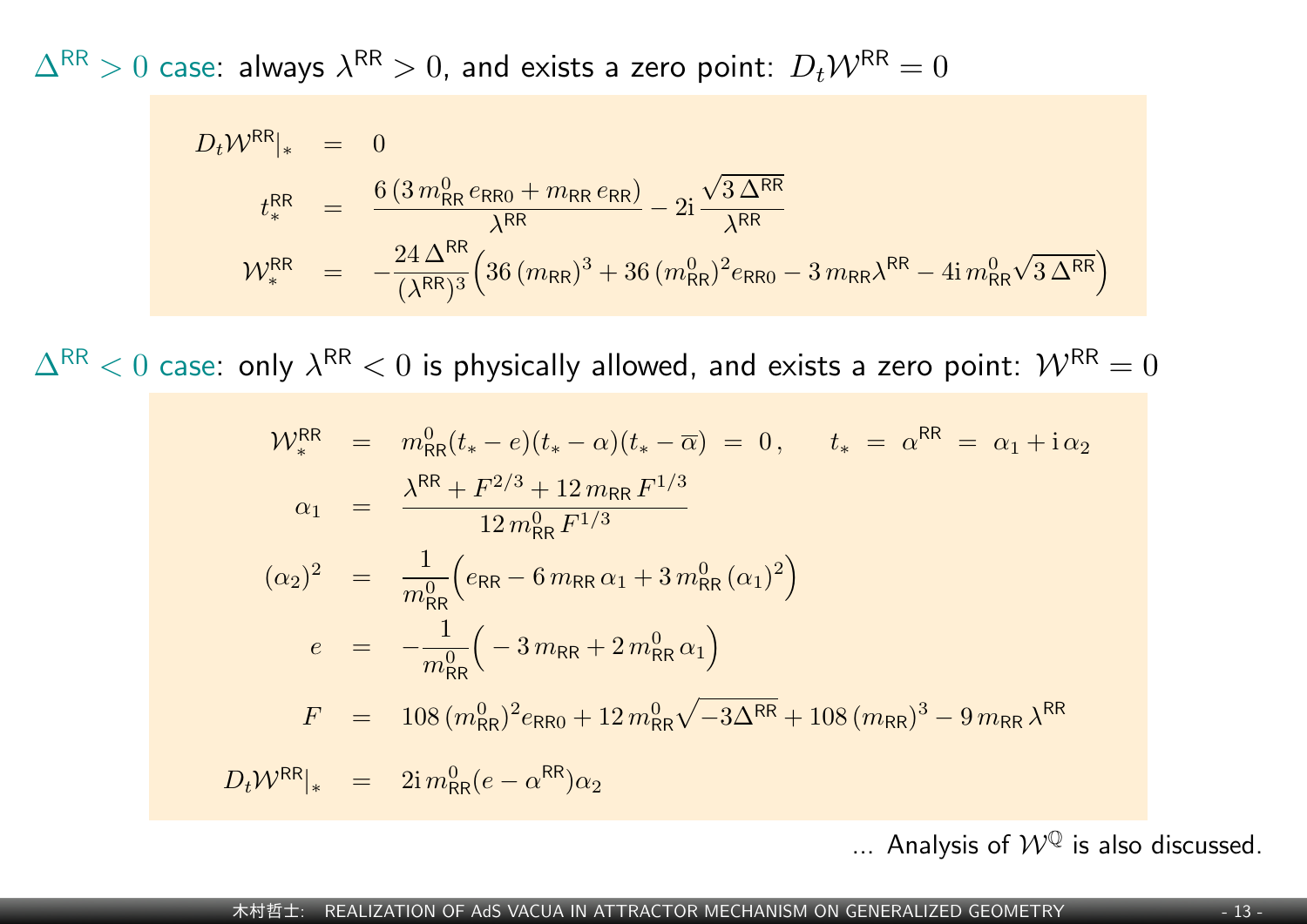$\Delta^{\mathsf{RR}} > 0$ case: always $\lambda^{\mathsf{RR}} > 0$, and exists a zero point: $D_t \mathcal{W}^{\mathsf{RR}} = 0$

$$
\begin{aligned}
D_t \mathcal{W}^{\mathsf{RR}}|_* &= 0 \\
t_*^{\mathsf{RR}} &= \frac{6\,(3\, m_{\mathsf{RR}}^0\, e_{\mathsf{RR}0} + m_{\mathsf{RR}}\, e_{\mathsf{RR}})}{\lambda^{\mathsf{RR}}} - 2\mathrm{i}\, \frac{\sqrt{3\,\Delta^{\mathsf{RR}}}}{\lambda^{\mathsf{RR}}} \\
\mathcal{W}_*^{\mathsf{RR}} &= -\frac{24\,\Delta^{\mathsf{RR}}}{(\lambda^{\mathsf{RR}})^3}\Big(36\,(m_{\mathsf{RR}})^3 + 36\,(m_{\mathsf{RR}}^0)^2 e_{\mathsf{RR}0} - 3\, m_{\mathsf{RR}} \lambda^{\mathsf{RR}} - 4\mathrm{i}\, m_{\mathsf{RR}}^0 \sqrt{3\,\Delta^{\mathsf{RR}}}\Big)
\end{aligned}
$$

$\Delta^{\mathsf{RR}} < 0$ case: only $\lambda^{\mathsf{RR}} < 0$ is physically allowed, and exists a zero point: $\mathcal{W}^{\mathsf{RR}} = 0$

$$
\begin{aligned}
\mathcal{W}_*^{\mathsf{RR}} &= m_{\mathsf{RR}}^0 (t_* - e)(t_* - \alpha)(t_* - \overline{\alpha}) \;=\; 0\,, \qquad t_* \;=\; \alpha^{\mathsf{RR}} \;=\; \alpha_1 + \mathrm{i}\,\alpha_2 \\
\alpha_1 &= \frac{\lambda^{\mathsf{RR}} + F^{2/3} + 12\, m_{\mathsf{RR}}\, F^{1/3}}{12\, m_{\mathsf{RR}}^0\, F^{1/3}} \\
(\alpha_2)^2 &= \frac{1}{m_{\mathsf{RR}}^0}\Big(e_{\mathsf{RR}} - 6\, m_{\mathsf{RR}}\, \alpha_1 + 3\, m_{\mathsf{RR}}^0\, (\alpha_1)^2\Big) \\
e &= -\frac{1}{m_{\mathsf{RR}}^0}\Big(-3\, m_{\mathsf{RR}} + 2\, m_{\mathsf{RR}}^0\, \alpha_1\Big) \\
F &= 108\,(m_{\mathsf{RR}}^0)^2 e_{\mathsf{RR}0} + 12\, m_{\mathsf{RR}}^0 \sqrt{-3\Delta^{\mathsf{RR}}} + 108\,(m_{\mathsf{RR}})^3 - 9\, m_{\mathsf{RR}}\, \lambda^{\mathsf{RR}} \\
D_t \mathcal{W}^{\mathsf{RR}}|_* &= 2\mathrm{i}\, m_{\mathsf{RR}}^0 (e - \alpha^{\mathsf{RR}}) \alpha_2
\end{aligned}
$$

... Analysis of $\mathcal{W}^{\mathbb{Q}}$ is also discussed.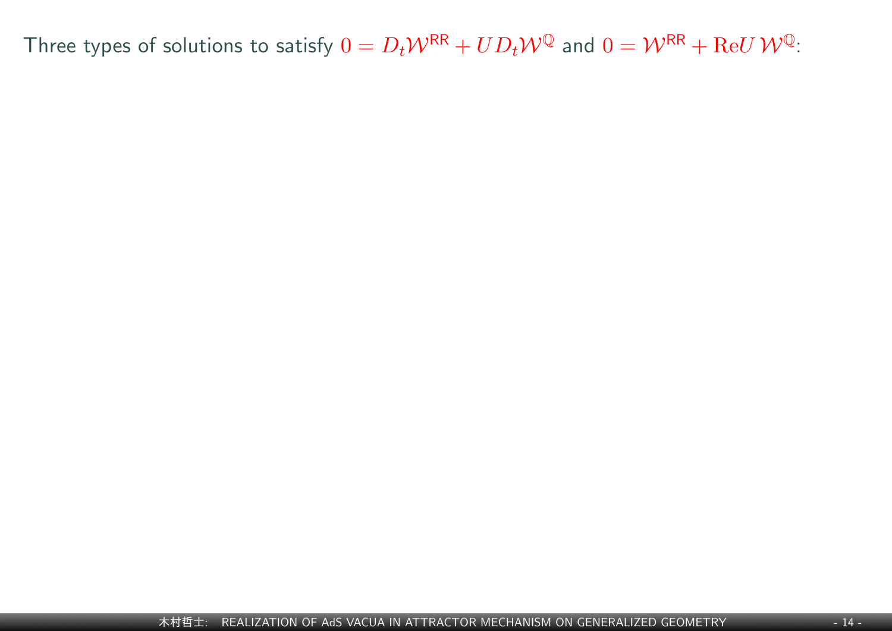Three types of solutions to satisfy $0 = D_t \mathcal{W}^{\mathsf{RR}} + U D_t \mathcal{W}^{\mathbb{Q}}$ and $0 = \mathcal{W}^{\mathsf{RR}} + \mathrm{Re} U \, \mathcal{W}^{\mathbb{Q}}$: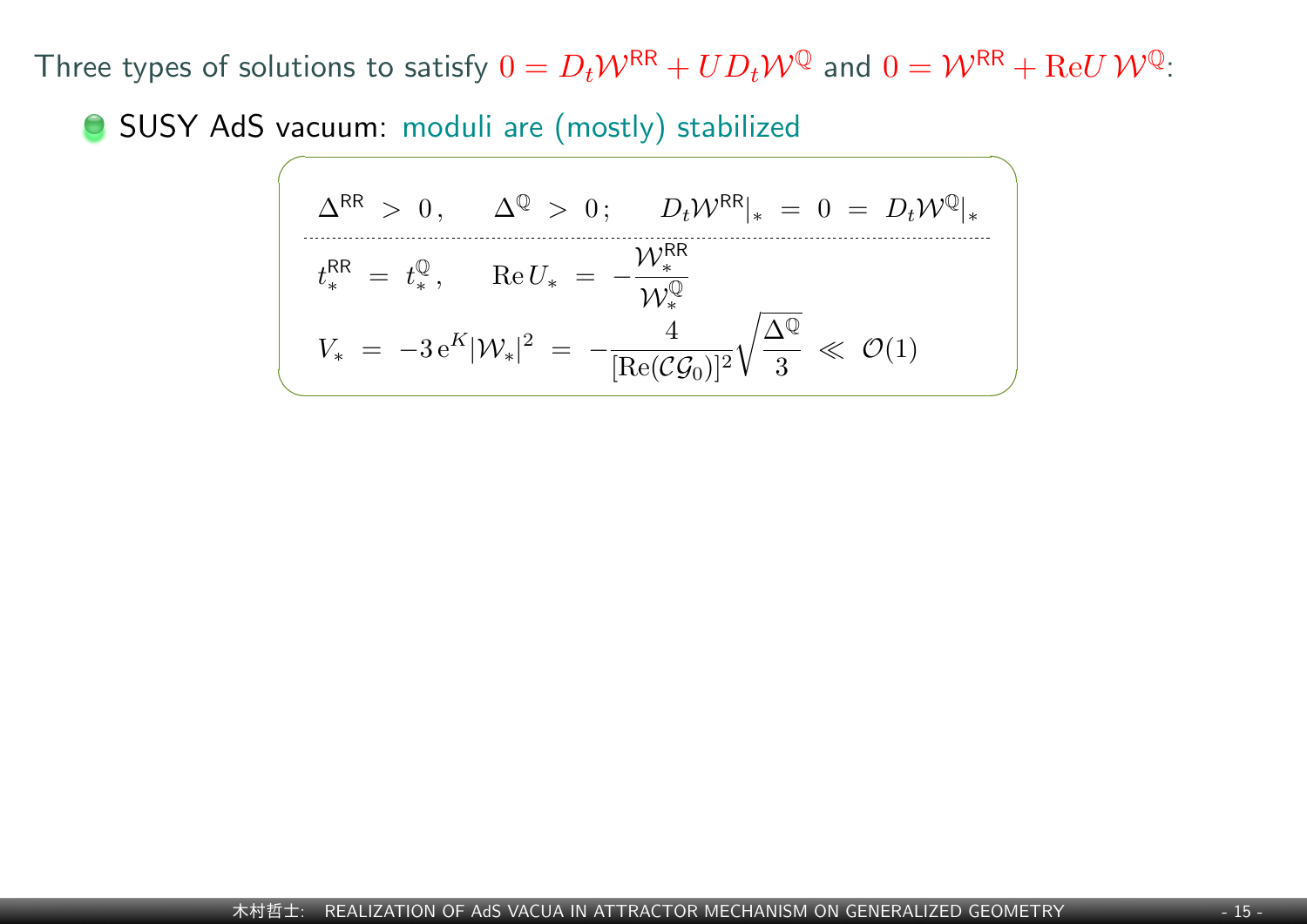Three types of solutions to satisfy $0 = D_t \mathcal{W}^{\mathsf{RR}} + U D_t \mathcal{W}^{\mathbb{Q}}$ and $0 = \mathcal{W}^{\mathsf{RR}} + \mathrm{Re} U \, \mathcal{W}^{\mathbb{Q}}$:

- SUSY AdS vacuum: moduli are (mostly) stabilized

$$
\Delta^{\mathsf{RR}} > 0 \,, \qquad \Delta^{\mathbb{Q}} > 0 \,; \qquad D_t \mathcal{W}^{\mathsf{RR}}|_* = 0 = D_t \mathcal{W}^{\mathbb{Q}}|_*
$$

$$
t_*^{\mathsf{RR}} = t_*^{\mathbb{Q}} \,, \qquad \mathrm{Re} \, U_* = - \frac{\mathcal{W}_*^{\mathsf{RR}}}{\mathcal{W}_*^{\mathbb{Q}}}
$$

$$
V_* = -3 \, \mathrm{e}^K |\mathcal{W}_*|^2 = - \frac{4}{[\mathrm{Re}(\mathcal{C} \mathcal{G}_0)]^2} \sqrt{\frac{\Delta^{\mathbb{Q}}}{3}} \ll \mathcal{O}(1)
$$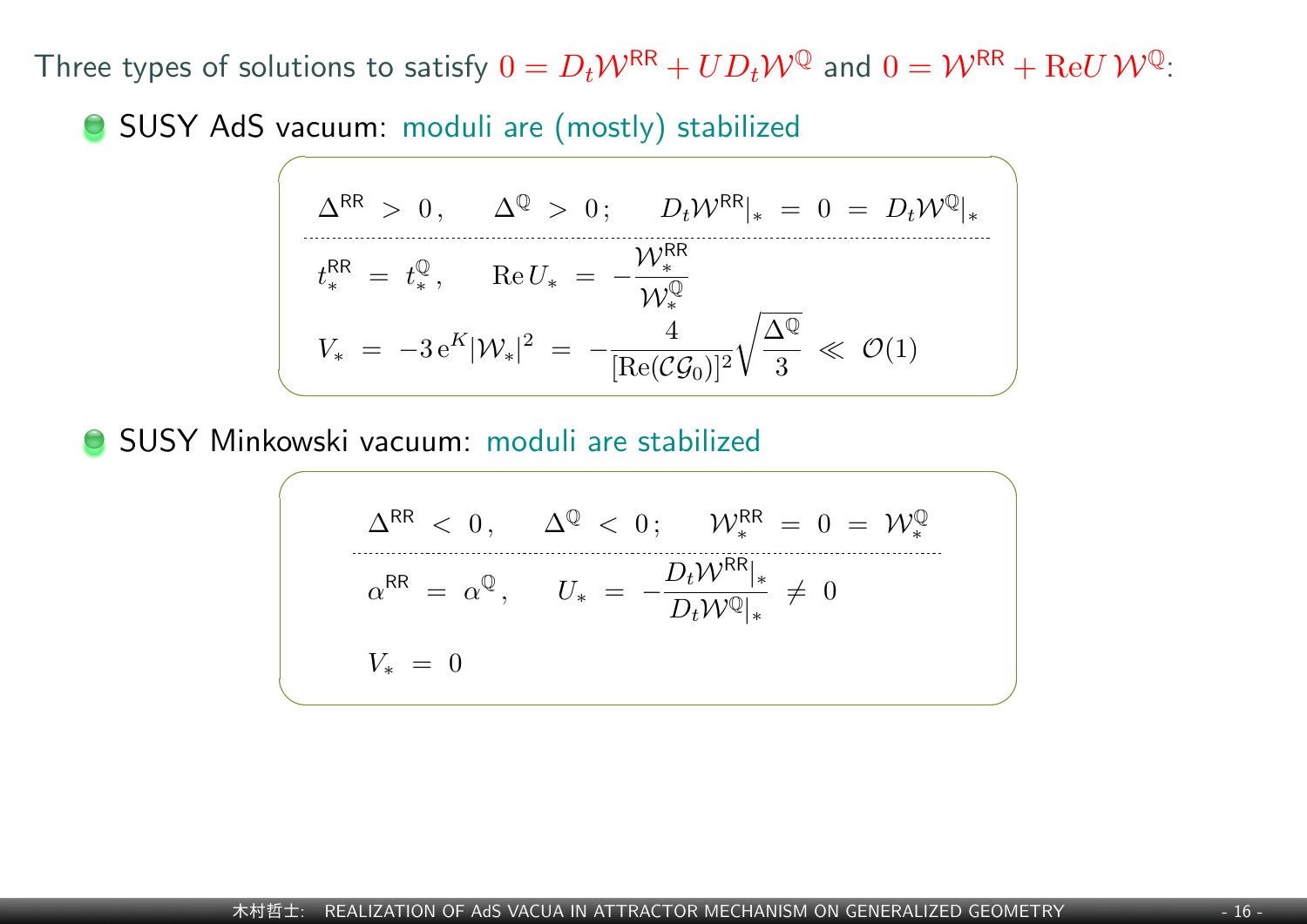Three types of solutions to satisfy $0 = D_t \mathcal{W}^{\mathsf{RR}} + U D_t \mathcal{W}^{\mathbb{Q}}$ and $0 = \mathcal{W}^{\mathsf{RR}} + \mathrm{Re} U \, \mathcal{W}^{\mathbb{Q}}$:

- SUSY AdS vacuum: moduli are (mostly) stabilized

$$
\Delta^{\mathsf{RR}} > 0 \,, \qquad \Delta^{\mathbb{Q}} > 0 \,; \qquad D_t \mathcal{W}^{\mathsf{RR}}|_* = 0 = D_t \mathcal{W}^{\mathbb{Q}}|_*
$$

$$
t_*^{\mathsf{RR}} = t_*^{\mathbb{Q}} \,, \qquad \mathrm{Re}\, U_* = - \frac{\mathcal{W}_*^{\mathsf{RR}}}{\mathcal{W}_*^{\mathbb{Q}}}
$$

$$
V_* = -3 \, \mathrm{e}^K |\mathcal{W}_*|^2 = - \frac{4}{[\mathrm{Re}(\mathcal{C}\mathcal{G}_0)]^2} \sqrt{\frac{\Delta^{\mathbb{Q}}}{3}} \ll \mathcal{O}(1)
$$

- SUSY Minkowski vacuum: moduli are stabilized

$$
\Delta^{\mathsf{RR}} < 0 \,, \qquad \Delta^{\mathbb{Q}} < 0 \,; \qquad \mathcal{W}_*^{\mathsf{RR}} = 0 = \mathcal{W}_*^{\mathbb{Q}}
$$

$$
\alpha^{\mathsf{RR}} = \alpha^{\mathbb{Q}} \,, \qquad U_* = - \frac{D_t \mathcal{W}^{\mathsf{RR}}|_*}{D_t \mathcal{W}^{\mathbb{Q}}|_*} \neq 0
$$

$$
V_* = 0
$$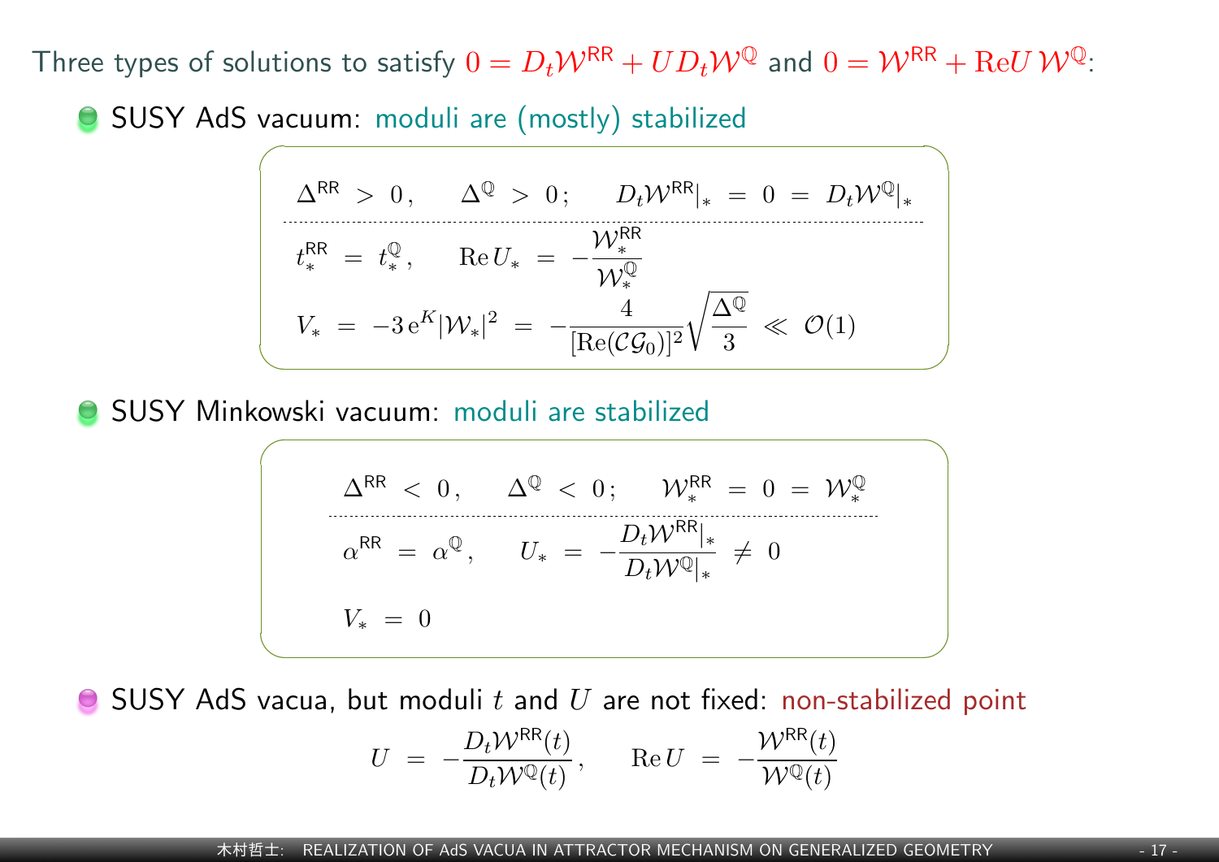Three types of solutions to satisfy $0 = D_t \mathcal{W}^{\mathsf{RR}} + U D_t \mathcal{W}^{\mathbb{Q}}$ and $0 = \mathcal{W}^{\mathsf{RR}} + \mathrm{Re} U \, \mathcal{W}^{\mathbb{Q}}$:

- SUSY AdS vacuum: moduli are (mostly) stabilized

$$
\Delta^{\mathsf{RR}} > 0 \,, \qquad \Delta^{\mathbb{Q}} > 0 \,; \qquad D_t \mathcal{W}^{\mathsf{RR}}|_* = 0 = D_t \mathcal{W}^{\mathbb{Q}}|_*
$$

$$
t_*^{\mathsf{RR}} = t_*^{\mathbb{Q}} \,, \qquad \mathrm{Re}\, U_* = - \frac{\mathcal{W}_*^{\mathsf{RR}}}{\mathcal{W}_*^{\mathbb{Q}}}
$$

$$
V_* = -3 \, \mathrm{e}^K |\mathcal{W}_*|^2 = - \frac{4}{[\mathrm{Re}(\mathcal{C}\mathcal{G}_0)]^2} \sqrt{\frac{\Delta^{\mathbb{Q}}}{3}} \ll \mathcal{O}(1)
$$

- SUSY Minkowski vacuum: moduli are stabilized

$$
\Delta^{\mathsf{RR}} < 0 \,, \qquad \Delta^{\mathbb{Q}} < 0 \,; \qquad \mathcal{W}_*^{\mathsf{RR}} = 0 = \mathcal{W}_*^{\mathbb{Q}}
$$

$$
\alpha^{\mathsf{RR}} = \alpha^{\mathbb{Q}} \,, \qquad U_* = - \frac{D_t \mathcal{W}^{\mathsf{RR}}|_*}{D_t \mathcal{W}^{\mathbb{Q}}|_*} \neq 0
$$

$$
V_* = 0
$$

- SUSY AdS vacua, but moduli $t$ and $U$ are not fixed: non-stabilized point

$$
U = - \frac{D_t \mathcal{W}^{\mathsf{RR}}(t)}{D_t \mathcal{W}^{\mathbb{Q}}(t)} \,, \qquad \mathrm{Re}\, U = - \frac{\mathcal{W}^{\mathsf{RR}}(t)}{\mathcal{W}^{\mathbb{Q}}(t)}
$$